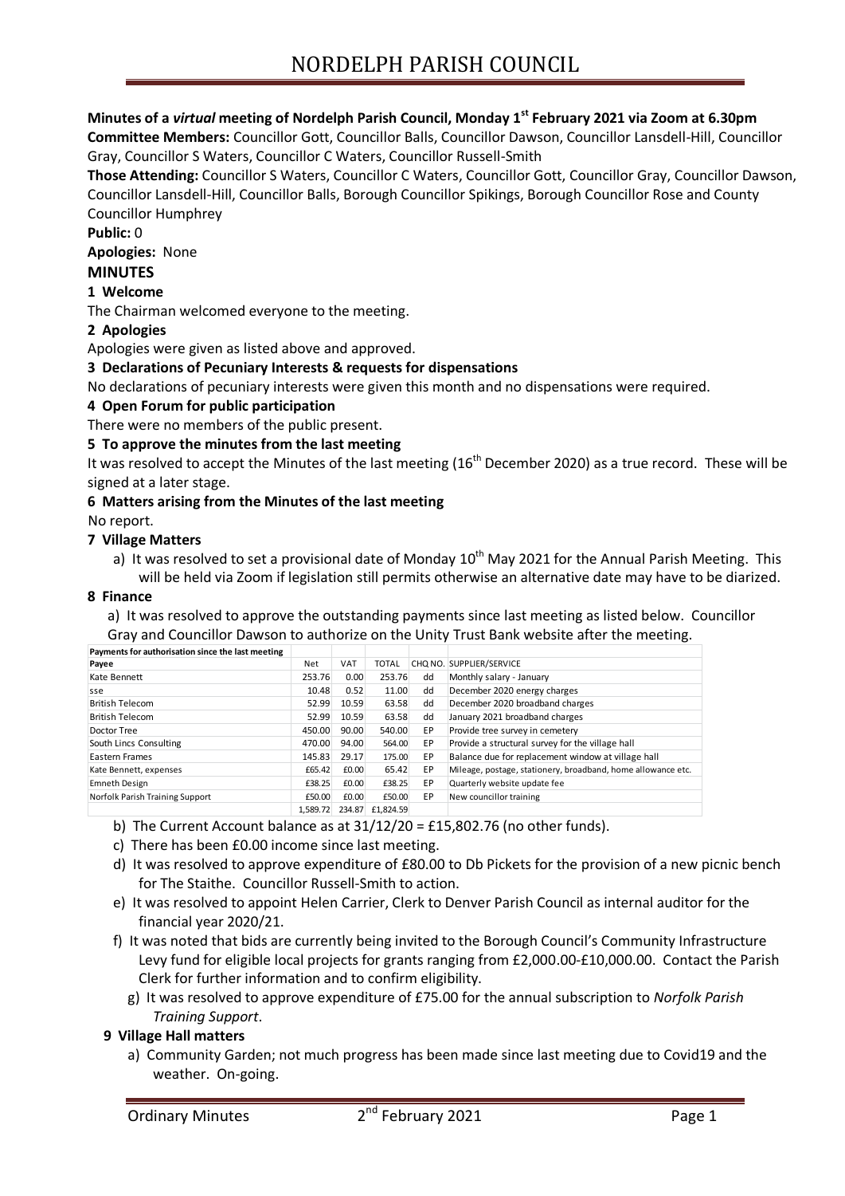# NORDELPH PARISH COUNCIL

**Minutes of a *virtual* meeting of Nordelph Parish Council, Monday 1st February 2021 via Zoom at 6.30pm**

**Committee Members:** Councillor Gott, Councillor Balls, Councillor Dawson, Councillor Lansdell-Hill, Councillor Gray, Councillor S Waters, Councillor C Waters, Councillor Russell-Smith

**Those Attending:** Councillor S Waters, Councillor C Waters, Councillor Gott, Councillor Gray, Councillor Dawson, Councillor Lansdell-Hill, Councillor Balls, Borough Councillor Spikings, Borough Councillor Rose and County Councillor Humphrey

**Public:** 0

**Apologies:** None

## MINUTES

### 1 Welcome

The Chairman welcomed everyone to the meeting.

### 2 Apologies

Apologies were given as listed above and approved.

### 3 Declarations of Pecuniary Interests & requests for dispensations

No declarations of pecuniary interests were given this month and no dispensations were required.

### 4 Open Forum for public participation

There were no members of the public present.

### 5 To approve the minutes from the last meeting

It was resolved to accept the Minutes of the last meeting (16th December 2020) as a true record. These will be signed at a later stage.

### 6 Matters arising from the Minutes of the last meeting

No report.

### 7 Village Matters

a) It was resolved to set a provisional date of Monday 10th May 2021 for the Annual Parish Meeting. This will be held via Zoom if legislation still permits otherwise an alternative date may have to be diarized.

### 8 Finance

a) It was resolved to approve the outstanding payments since last meeting as listed below. Councillor Gray and Councillor Dawson to authorize on the Unity Trust Bank website after the meeting.

| Payments for authorisation since the last meeting | | | | | |
|---|---|---|---|---|---|
| Payee | Net | VAT | TOTAL | CHQ NO. | SUPPLIER/SERVICE |
| Kate Bennett | 253.76 | 0.00 | 253.76 | dd | Monthly salary - January |
| sse | 10.48 | 0.52 | 11.00 | dd | December 2020 energy charges |
| British Telecom | 52.99 | 10.59 | 63.58 | dd | December 2020 broadband charges |
| British Telecom | 52.99 | 10.59 | 63.58 | dd | January 2021 broadband charges |
| Doctor Tree | 450.00 | 90.00 | 540.00 | EP | Provide tree survey in cemetery |
| South Lincs Consulting | 470.00 | 94.00 | 564.00 | EP | Provide a structural survey for the village hall |
| Eastern Frames | 145.83 | 29.17 | 175.00 | EP | Balance due for replacement window at village hall |
| Kate Bennett, expenses | £65.42 | £0.00 | 65.42 | EP | Mileage, postage, stationery, broadband, home allowance etc. |
| Emneth Design | £38.25 | £0.00 | £38.25 | EP | Quarterly website update fee |
| Norfolk Parish Training Support | £50.00 | £0.00 | £50.00 | EP | New councillor training |
| | 1,589.72 | 234.87 | £1,824.59 | | |

b) The Current Account balance as at 31/12/20 = £15,802.76 (no other funds).

c) There has been £0.00 income since last meeting.

d) It was resolved to approve expenditure of £80.00 to Db Pickets for the provision of a new picnic bench for The Staithe. Councillor Russell-Smith to action.

e) It was resolved to appoint Helen Carrier, Clerk to Denver Parish Council as internal auditor for the financial year 2020/21.

f) It was noted that bids are currently being invited to the Borough Council's Community Infrastructure Levy fund for eligible local projects for grants ranging from £2,000.00-£10,000.00. Contact the Parish Clerk for further information and to confirm eligibility.

g) It was resolved to approve expenditure of £75.00 for the annual subscription to *Norfolk Parish Training Support*.

### 9 Village Hall matters

a) Community Garden; not much progress has been made since last meeting due to Covid19 and the weather. On-going.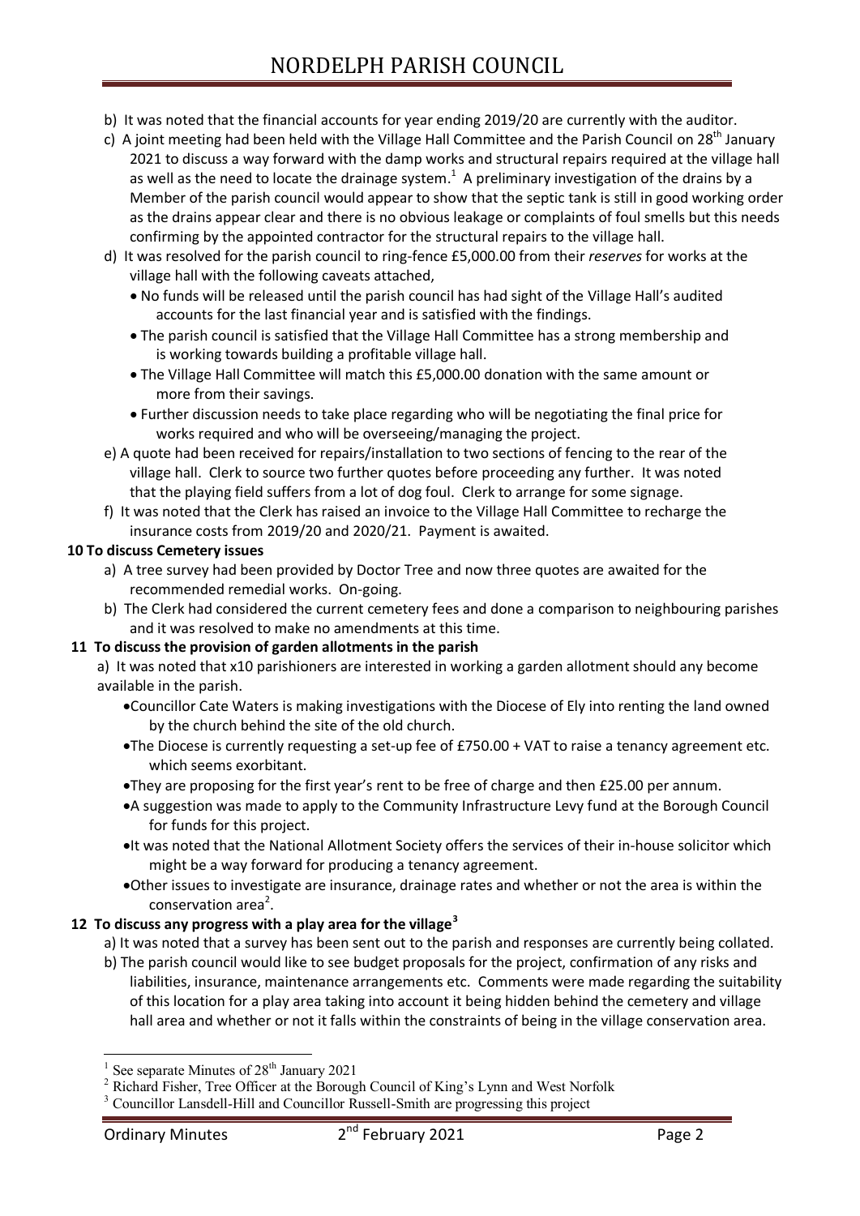b) It was noted that the financial accounts for year ending 2019/20 are currently with the auditor.

c) A joint meeting had been held with the Village Hall Committee and the Parish Council on 28th January 2021 to discuss a way forward with the damp works and structural repairs required at the village hall as well as the need to locate the drainage system.[1] A preliminary investigation of the drains by a Member of the parish council would appear to show that the septic tank is still in good working order as the drains appear clear and there is no obvious leakage or complaints of foul smells but this needs confirming by the appointed contractor for the structural repairs to the village hall.

d) It was resolved for the parish council to ring-fence £5,000.00 from their *reserves* for works at the village hall with the following caveats attached,

- No funds will be released until the parish council has had sight of the Village Hall's audited accounts for the last financial year and is satisfied with the findings.
- The parish council is satisfied that the Village Hall Committee has a strong membership and is working towards building a profitable village hall.
- The Village Hall Committee will match this £5,000.00 donation with the same amount or more from their savings.
- Further discussion needs to take place regarding who will be negotiating the final price for works required and who will be overseeing/managing the project.

e) A quote had been received for repairs/installation to two sections of fencing to the rear of the village hall. Clerk to source two further quotes before proceeding any further. It was noted that the playing field suffers from a lot of dog foul. Clerk to arrange for some signage.

f) It was noted that the Clerk has raised an invoice to the Village Hall Committee to recharge the insurance costs from 2019/20 and 2020/21. Payment is awaited.

**10 To discuss Cemetery issues**

a) A tree survey had been provided by Doctor Tree and now three quotes are awaited for the recommended remedial works. On-going.

b) The Clerk had considered the current cemetery fees and done a comparison to neighbouring parishes and it was resolved to make no amendments at this time.

**11 To discuss the provision of garden allotments in the parish**

a) It was noted that x10 parishioners are interested in working a garden allotment should any become available in the parish.

- Councillor Cate Waters is making investigations with the Diocese of Ely into renting the land owned by the church behind the site of the old church.
- The Diocese is currently requesting a set-up fee of £750.00 + VAT to raise a tenancy agreement etc. which seems exorbitant.
- They are proposing for the first year's rent to be free of charge and then £25.00 per annum.
- A suggestion was made to apply to the Community Infrastructure Levy fund at the Borough Council for funds for this project.
- It was noted that the National Allotment Society offers the services of their in-house solicitor which might be a way forward for producing a tenancy agreement.
- Other issues to investigate are insurance, drainage rates and whether or not the area is within the conservation area[2].

**12 To discuss any progress with a play area for the village[3]**

a) It was noted that a survey has been sent out to the parish and responses are currently being collated.

b) The parish council would like to see budget proposals for the project, confirmation of any risks and liabilities, insurance, maintenance arrangements etc. Comments were made regarding the suitability of this location for a play area taking into account it being hidden behind the cemetery and village hall area and whether or not it falls within the constraints of being in the village conservation area.

---

[1] See separate Minutes of 28th January 2021

[2] Richard Fisher, Tree Officer at the Borough Council of King's Lynn and West Norfolk

[3] Councillor Lansdell-Hill and Councillor Russell-Smith are progressing this project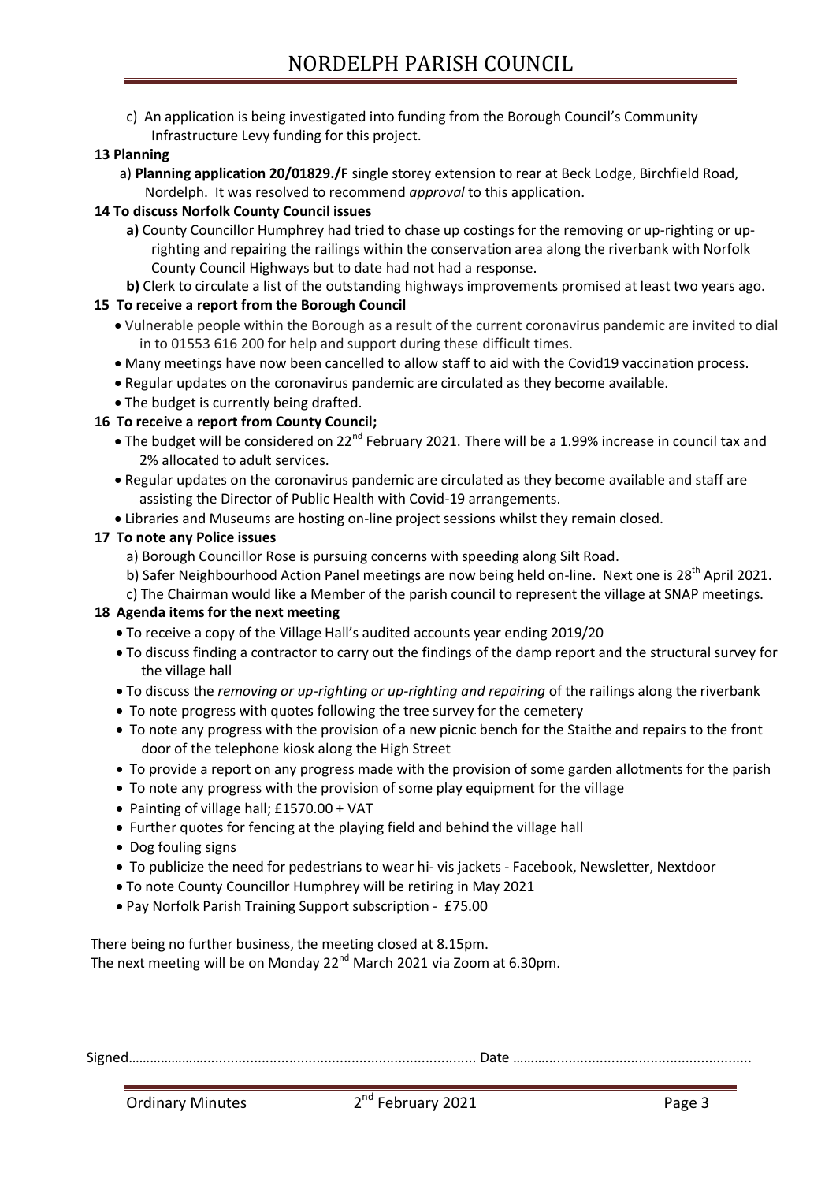c) An application is being investigated into funding from the Borough Council's Community Infrastructure Levy funding for this project.

**13 Planning**

a) **Planning application 20/01829./F** single storey extension to rear at Beck Lodge, Birchfield Road, Nordelph. It was resolved to recommend *approval* to this application.

**14 To discuss Norfolk County Council issues**

**a)** County Councillor Humphrey had tried to chase up costings for the removing or up-righting or up-righting and repairing the railings within the conservation area along the riverbank with Norfolk County Council Highways but to date had not had a response.

**b)** Clerk to circulate a list of the outstanding highways improvements promised at least two years ago.

**15 To receive a report from the Borough Council**

- Vulnerable people within the Borough as a result of the current coronavirus pandemic are invited to dial in to 01553 616 200 for help and support during these difficult times.
- Many meetings have now been cancelled to allow staff to aid with the Covid19 vaccination process.
- Regular updates on the coronavirus pandemic are circulated as they become available.
- The budget is currently being drafted.

**16 To receive a report from County Council;**

- The budget will be considered on 22nd February 2021. There will be a 1.99% increase in council tax and 2% allocated to adult services.
- Regular updates on the coronavirus pandemic are circulated as they become available and staff are assisting the Director of Public Health with Covid-19 arrangements.
- Libraries and Museums are hosting on-line project sessions whilst they remain closed.

**17 To note any Police issues**

a) Borough Councillor Rose is pursuing concerns with speeding along Silt Road.

b) Safer Neighbourhood Action Panel meetings are now being held on-line. Next one is 28th April 2021.

c) The Chairman would like a Member of the parish council to represent the village at SNAP meetings.

**18 Agenda items for the next meeting**

- To receive a copy of the Village Hall's audited accounts year ending 2019/20
- To discuss finding a contractor to carry out the findings of the damp report and the structural survey for the village hall
- To discuss the *removing or up-righting or up-righting and repairing* of the railings along the riverbank
- To note progress with quotes following the tree survey for the cemetery
- To note any progress with the provision of a new picnic bench for the Staithe and repairs to the front door of the telephone kiosk along the High Street
- To provide a report on any progress made with the provision of some garden allotments for the parish
- To note any progress with the provision of some play equipment for the village
- Painting of village hall; £1570.00 + VAT
- Further quotes for fencing at the playing field and behind the village hall
- Dog fouling signs
- To publicize the need for pedestrians to wear hi- vis jackets - Facebook, Newsletter, Nextdoor
- To note County Councillor Humphrey will be retiring in May 2021
- Pay Norfolk Parish Training Support subscription - £75.00

There being no further business, the meeting closed at 8.15pm.
The next meeting will be on Monday 22nd March 2021 via Zoom at 6.30pm.

Signed…………………................................................................... Date ………......................................................